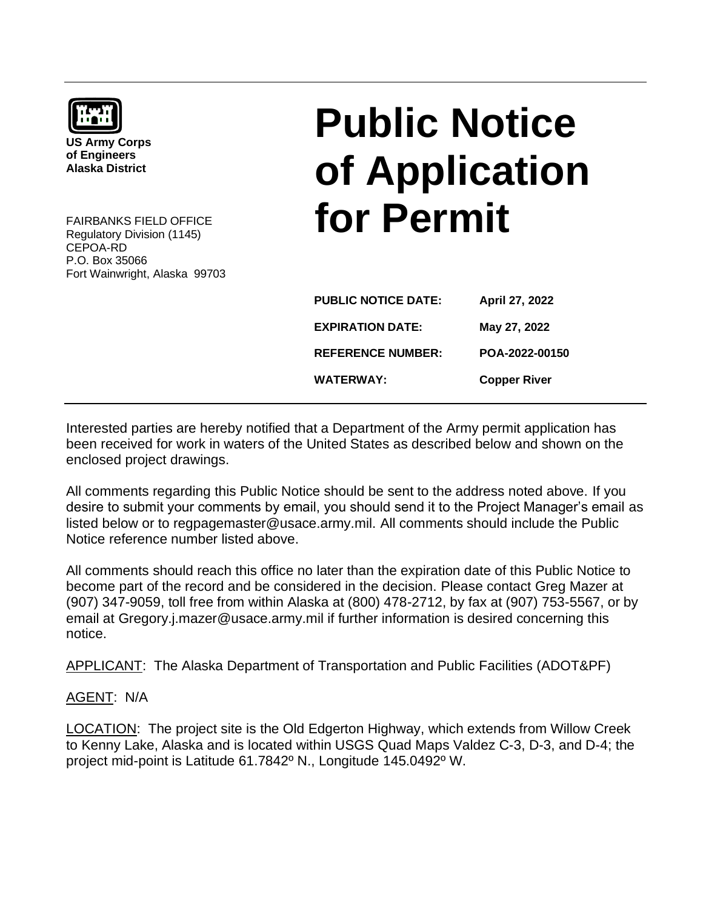**US Army Corps of Engineers**
**Alaska District**

FAIRBANKS FIELD OFFICE
Regulatory Division (1145)
CEPOA-RD
P.O. Box 35066
Fort Wainwright, Alaska 99703

# Public Notice of Application for Permit

| | |
|---|---|
| **PUBLIC NOTICE DATE:** | **April 27, 2022** |
| **EXPIRATION DATE:** | **May 27, 2022** |
| **REFERENCE NUMBER:** | **POA-2022-00150** |
| **WATERWAY:** | **Copper River** |

Interested parties are hereby notified that a Department of the Army permit application has been received for work in waters of the United States as described below and shown on the enclosed project drawings.

All comments regarding this Public Notice should be sent to the address noted above. If you desire to submit your comments by email, you should send it to the Project Manager's email as listed below or to regpagemaster@usace.army.mil. All comments should include the Public Notice reference number listed above.

All comments should reach this office no later than the expiration date of this Public Notice to become part of the record and be considered in the decision. Please contact Greg Mazer at (907) 347-9059, toll free from within Alaska at (800) 478-2712, by fax at (907) 753-5567, or by email at Gregory.j.mazer@usace.army.mil if further information is desired concerning this notice.

APPLICANT: The Alaska Department of Transportation and Public Facilities (ADOT&PF)

AGENT: N/A

LOCATION: The project site is the Old Edgerton Highway, which extends from Willow Creek to Kenny Lake, Alaska and is located within USGS Quad Maps Valdez C-3, D-3, and D-4; the project mid-point is Latitude 61.7842º N., Longitude 145.0492º W.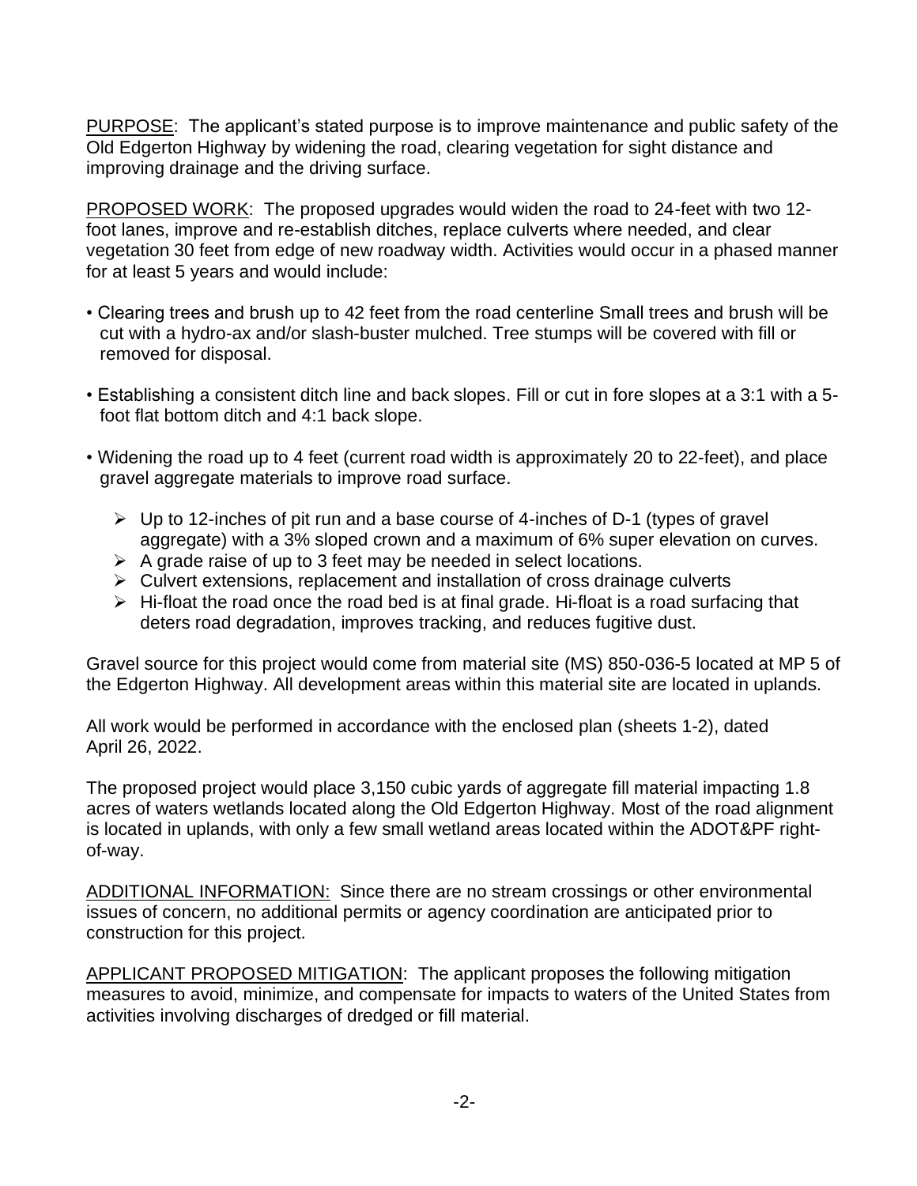<u>PURPOSE</u>: The applicant's stated purpose is to improve maintenance and public safety of the Old Edgerton Highway by widening the road, clearing vegetation for sight distance and improving drainage and the driving surface.

<u>PROPOSED WORK</u>: The proposed upgrades would widen the road to 24-feet with two 12-foot lanes, improve and re-establish ditches, replace culverts where needed, and clear vegetation 30 feet from edge of new roadway width. Activities would occur in a phased manner for at least 5 years and would include:

- Clearing trees and brush up to 42 feet from the road centerline Small trees and brush will be cut with a hydro-ax and/or slash-buster mulched. Tree stumps will be covered with fill or removed for disposal.
- Establishing a consistent ditch line and back slopes. Fill or cut in fore slopes at a 3:1 with a 5-foot flat bottom ditch and 4:1 back slope.
- Widening the road up to 4 feet (current road width is approximately 20 to 22-feet), and place gravel aggregate materials to improve road surface.
  - Up to 12-inches of pit run and a base course of 4-inches of D-1 (types of gravel aggregate) with a 3% sloped crown and a maximum of 6% super elevation on curves.
  - A grade raise of up to 3 feet may be needed in select locations.
  - Culvert extensions, replacement and installation of cross drainage culverts
  - Hi-float the road once the road bed is at final grade. Hi-float is a road surfacing that deters road degradation, improves tracking, and reduces fugitive dust.

Gravel source for this project would come from material site (MS) 850-036-5 located at MP 5 of the Edgerton Highway. All development areas within this material site are located in uplands.

All work would be performed in accordance with the enclosed plan (sheets 1-2), dated April 26, 2022.

The proposed project would place 3,150 cubic yards of aggregate fill material impacting 1.8 acres of waters wetlands located along the Old Edgerton Highway. Most of the road alignment is located in uplands, with only a few small wetland areas located within the ADOT&PF right-of-way.

<u>ADDITIONAL INFORMATION:</u> Since there are no stream crossings or other environmental issues of concern, no additional permits or agency coordination are anticipated prior to construction for this project.

<u>APPLICANT PROPOSED MITIGATION</u>: The applicant proposes the following mitigation measures to avoid, minimize, and compensate for impacts to waters of the United States from activities involving discharges of dredged or fill material.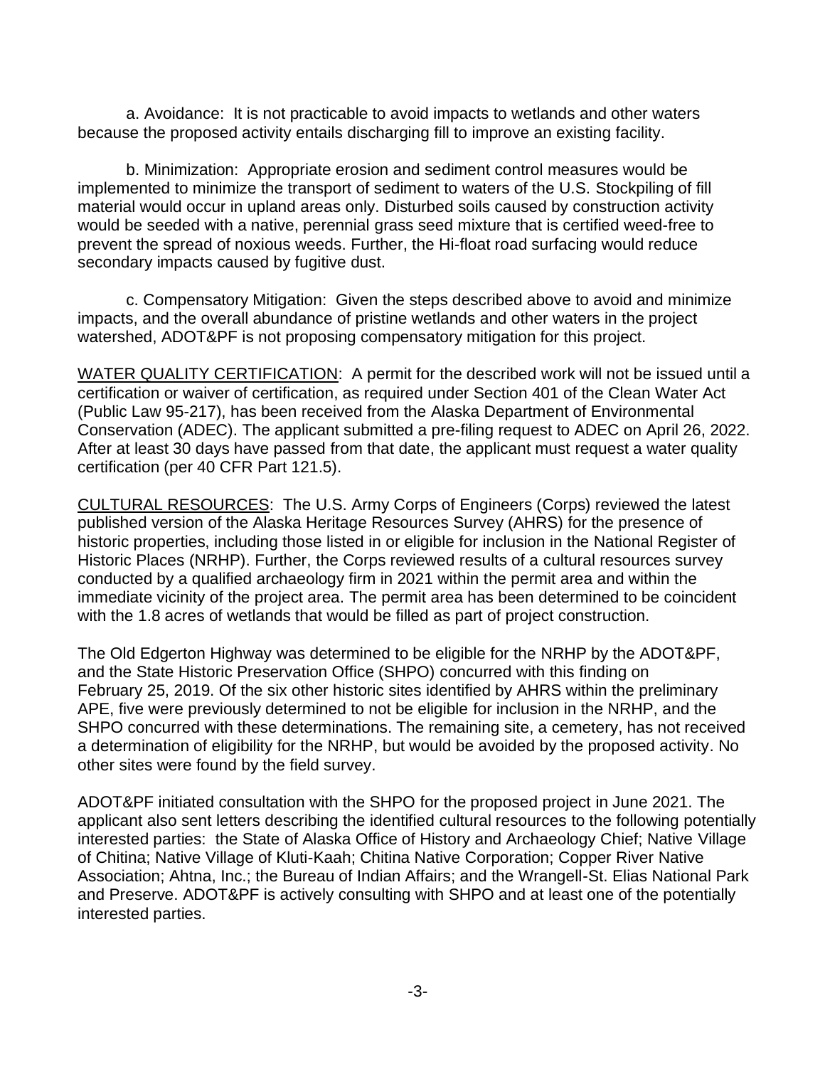a. Avoidance: It is not practicable to avoid impacts to wetlands and other waters because the proposed activity entails discharging fill to improve an existing facility.

b. Minimization: Appropriate erosion and sediment control measures would be implemented to minimize the transport of sediment to waters of the U.S. Stockpiling of fill material would occur in upland areas only. Disturbed soils caused by construction activity would be seeded with a native, perennial grass seed mixture that is certified weed-free to prevent the spread of noxious weeds. Further, the Hi-float road surfacing would reduce secondary impacts caused by fugitive dust.

c. Compensatory Mitigation: Given the steps described above to avoid and minimize impacts, and the overall abundance of pristine wetlands and other waters in the project watershed, ADOT&PF is not proposing compensatory mitigation for this project.

<u>WATER QUALITY CERTIFICATION</u>: A permit for the described work will not be issued until a certification or waiver of certification, as required under Section 401 of the Clean Water Act (Public Law 95-217), has been received from the Alaska Department of Environmental Conservation (ADEC). The applicant submitted a pre-filing request to ADEC on April 26, 2022. After at least 30 days have passed from that date, the applicant must request a water quality certification (per 40 CFR Part 121.5).

<u>CULTURAL RESOURCES</u>: The U.S. Army Corps of Engineers (Corps) reviewed the latest published version of the Alaska Heritage Resources Survey (AHRS) for the presence of historic properties, including those listed in or eligible for inclusion in the National Register of Historic Places (NRHP). Further, the Corps reviewed results of a cultural resources survey conducted by a qualified archaeology firm in 2021 within the permit area and within the immediate vicinity of the project area. The permit area has been determined to be coincident with the 1.8 acres of wetlands that would be filled as part of project construction.

The Old Edgerton Highway was determined to be eligible for the NRHP by the ADOT&PF, and the State Historic Preservation Office (SHPO) concurred with this finding on February 25, 2019. Of the six other historic sites identified by AHRS within the preliminary APE, five were previously determined to not be eligible for inclusion in the NRHP, and the SHPO concurred with these determinations. The remaining site, a cemetery, has not received a determination of eligibility for the NRHP, but would be avoided by the proposed activity. No other sites were found by the field survey.

ADOT&PF initiated consultation with the SHPO for the proposed project in June 2021. The applicant also sent letters describing the identified cultural resources to the following potentially interested parties: the State of Alaska Office of History and Archaeology Chief; Native Village of Chitina; Native Village of Kluti-Kaah; Chitina Native Corporation; Copper River Native Association; Ahtna, Inc.; the Bureau of Indian Affairs; and the Wrangell-St. Elias National Park and Preserve. ADOT&PF is actively consulting with SHPO and at least one of the potentially interested parties.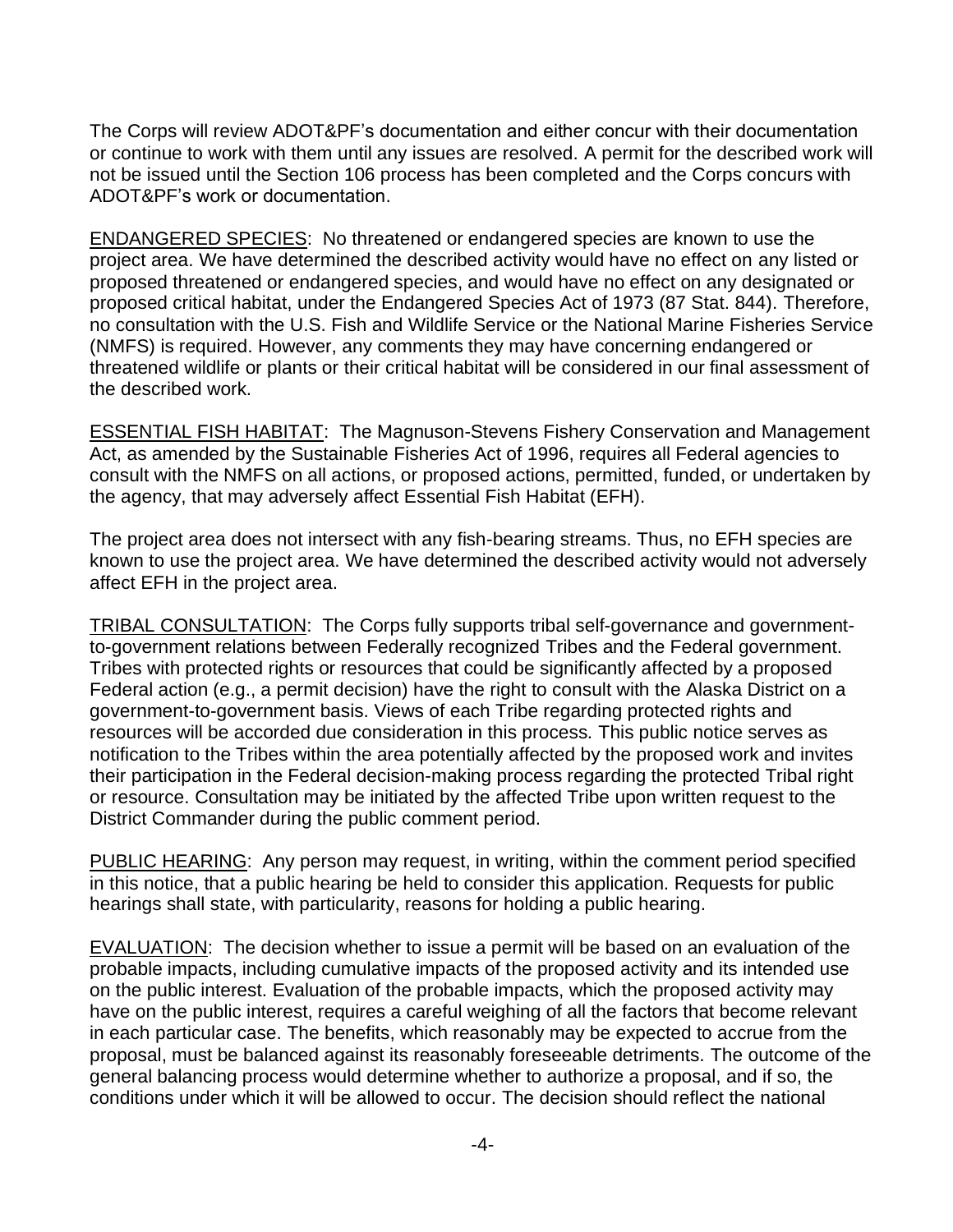The Corps will review ADOT&PF's documentation and either concur with their documentation or continue to work with them until any issues are resolved. A permit for the described work will not be issued until the Section 106 process has been completed and the Corps concurs with ADOT&PF's work or documentation.

<u>ENDANGERED SPECIES</u>: No threatened or endangered species are known to use the project area. We have determined the described activity would have no effect on any listed or proposed threatened or endangered species, and would have no effect on any designated or proposed critical habitat, under the Endangered Species Act of 1973 (87 Stat. 844). Therefore, no consultation with the U.S. Fish and Wildlife Service or the National Marine Fisheries Service (NMFS) is required. However, any comments they may have concerning endangered or threatened wildlife or plants or their critical habitat will be considered in our final assessment of the described work.

<u>ESSENTIAL FISH HABITAT</u>: The Magnuson-Stevens Fishery Conservation and Management Act, as amended by the Sustainable Fisheries Act of 1996, requires all Federal agencies to consult with the NMFS on all actions, or proposed actions, permitted, funded, or undertaken by the agency, that may adversely affect Essential Fish Habitat (EFH).

The project area does not intersect with any fish-bearing streams. Thus, no EFH species are known to use the project area. We have determined the described activity would not adversely affect EFH in the project area.

<u>TRIBAL CONSULTATION</u>: The Corps fully supports tribal self-governance and government-to-government relations between Federally recognized Tribes and the Federal government. Tribes with protected rights or resources that could be significantly affected by a proposed Federal action (e.g., a permit decision) have the right to consult with the Alaska District on a government-to-government basis. Views of each Tribe regarding protected rights and resources will be accorded due consideration in this process. This public notice serves as notification to the Tribes within the area potentially affected by the proposed work and invites their participation in the Federal decision-making process regarding the protected Tribal right or resource. Consultation may be initiated by the affected Tribe upon written request to the District Commander during the public comment period.

<u>PUBLIC HEARING</u>: Any person may request, in writing, within the comment period specified in this notice, that a public hearing be held to consider this application. Requests for public hearings shall state, with particularity, reasons for holding a public hearing.

<u>EVALUATION</u>: The decision whether to issue a permit will be based on an evaluation of the probable impacts, including cumulative impacts of the proposed activity and its intended use on the public interest. Evaluation of the probable impacts, which the proposed activity may have on the public interest, requires a careful weighing of all the factors that become relevant in each particular case. The benefits, which reasonably may be expected to accrue from the proposal, must be balanced against its reasonably foreseeable detriments. The outcome of the general balancing process would determine whether to authorize a proposal, and if so, the conditions under which it will be allowed to occur. The decision should reflect the national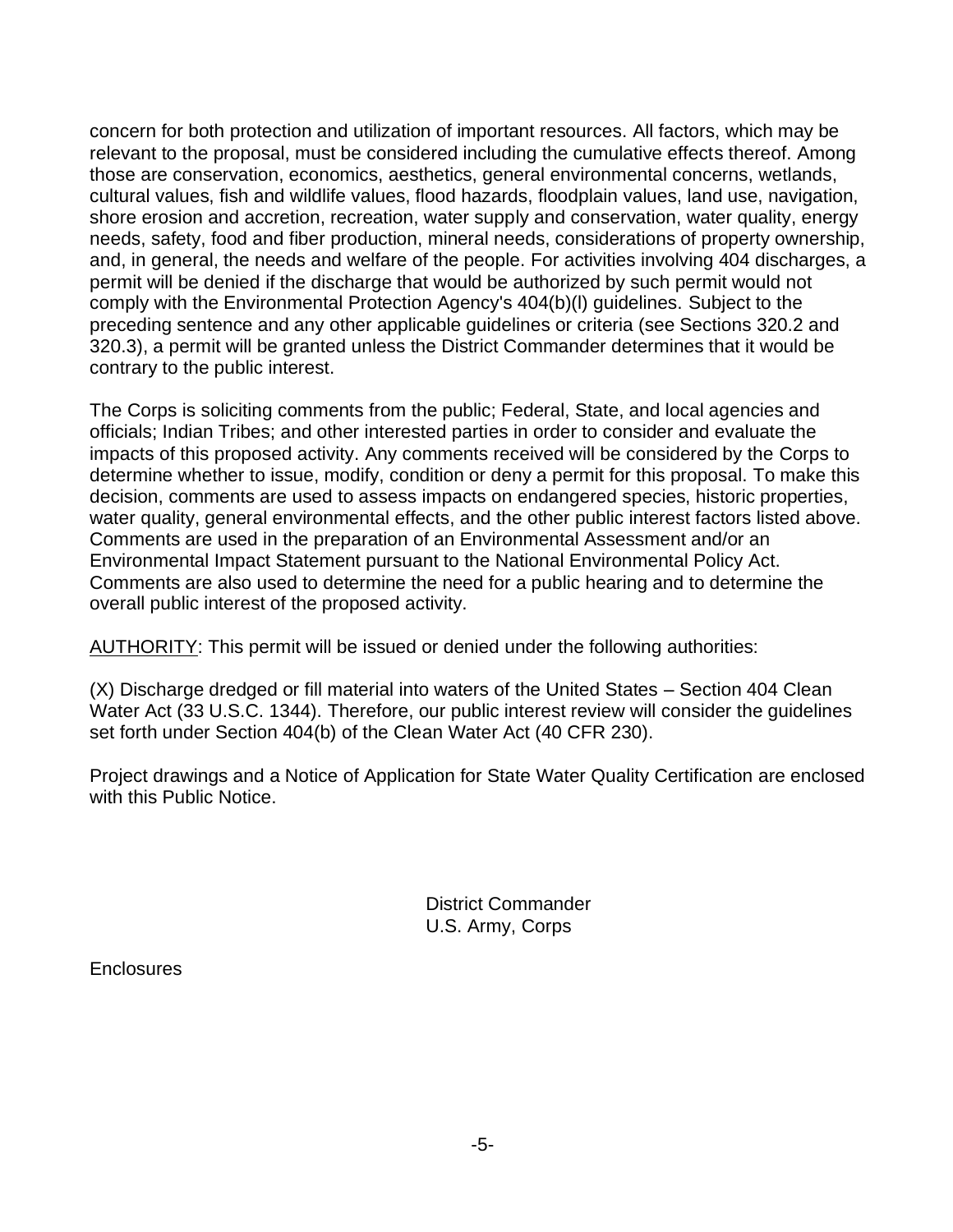concern for both protection and utilization of important resources. All factors, which may be relevant to the proposal, must be considered including the cumulative effects thereof. Among those are conservation, economics, aesthetics, general environmental concerns, wetlands, cultural values, fish and wildlife values, flood hazards, floodplain values, land use, navigation, shore erosion and accretion, recreation, water supply and conservation, water quality, energy needs, safety, food and fiber production, mineral needs, considerations of property ownership, and, in general, the needs and welfare of the people. For activities involving 404 discharges, a permit will be denied if the discharge that would be authorized by such permit would not comply with the Environmental Protection Agency's 404(b)(l) guidelines. Subject to the preceding sentence and any other applicable guidelines or criteria (see Sections 320.2 and 320.3), a permit will be granted unless the District Commander determines that it would be contrary to the public interest.

The Corps is soliciting comments from the public; Federal, State, and local agencies and officials; Indian Tribes; and other interested parties in order to consider and evaluate the impacts of this proposed activity. Any comments received will be considered by the Corps to determine whether to issue, modify, condition or deny a permit for this proposal. To make this decision, comments are used to assess impacts on endangered species, historic properties, water quality, general environmental effects, and the other public interest factors listed above. Comments are used in the preparation of an Environmental Assessment and/or an Environmental Impact Statement pursuant to the National Environmental Policy Act. Comments are also used to determine the need for a public hearing and to determine the overall public interest of the proposed activity.

<u>AUTHORITY</u>: This permit will be issued or denied under the following authorities:

(X) Discharge dredged or fill material into waters of the United States – Section 404 Clean Water Act (33 U.S.C. 1344). Therefore, our public interest review will consider the guidelines set forth under Section 404(b) of the Clean Water Act (40 CFR 230).

Project drawings and a Notice of Application for State Water Quality Certification are enclosed with this Public Notice.

District Commander
U.S. Army, Corps

Enclosures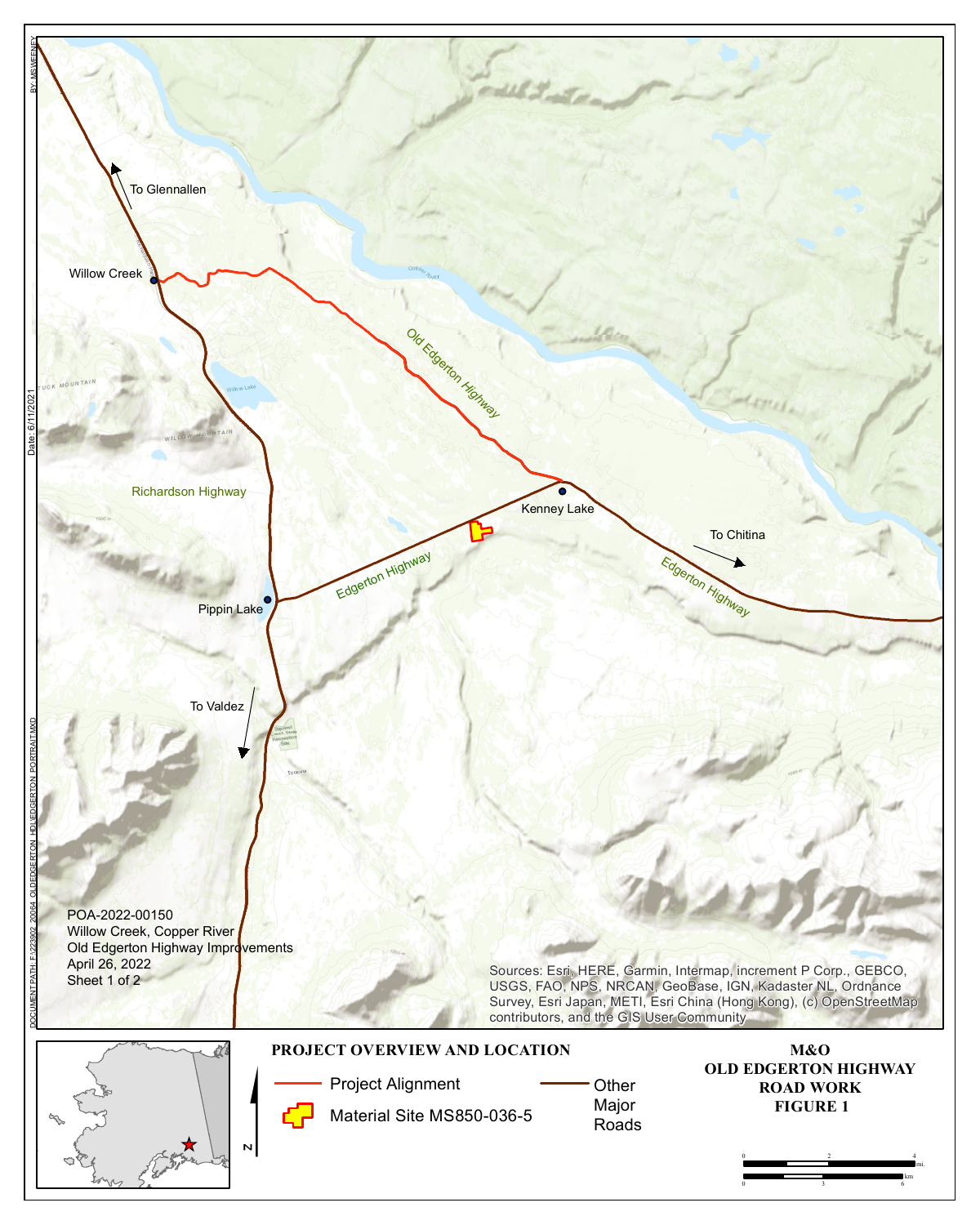# PROJECT OVERVIEW AND LOCATION

## M&O
## OLD EDGERTON HIGHWAY
## ROAD WORK
## FIGURE 1

Project Alignment

Material Site MS850-036-5

Other Major Roads

To Glennallen

Willow Creek

Old Edgerton Highway

Richardson Highway

Kenney Lake

To Chitina

Edgerton Highway

Pippin Lake

To Valdez

POA-2022-00150
Willow Creek, Copper River
Old Edgerton Highway Improvements
April 26, 2022
Sheet 1 of 2

Sources: Esri, HERE, Garmin, Intermap, increment P Corp., GEBCO, USGS, FAO, NPS, NRCAN, GeoBase, IGN, Kadaster NL, Ordnance Survey, Esri Japan, METI, Esri China (Hong Kong), (c) OpenStreetMap contributors, and the GIS User Community

BY: MSWEENEY

Date: 6/11/2021

DOCUMENT PATH: F:\223302_20064_OLDEDGERTON_HD\OLDEDGERTON_PORTRAIT.MXD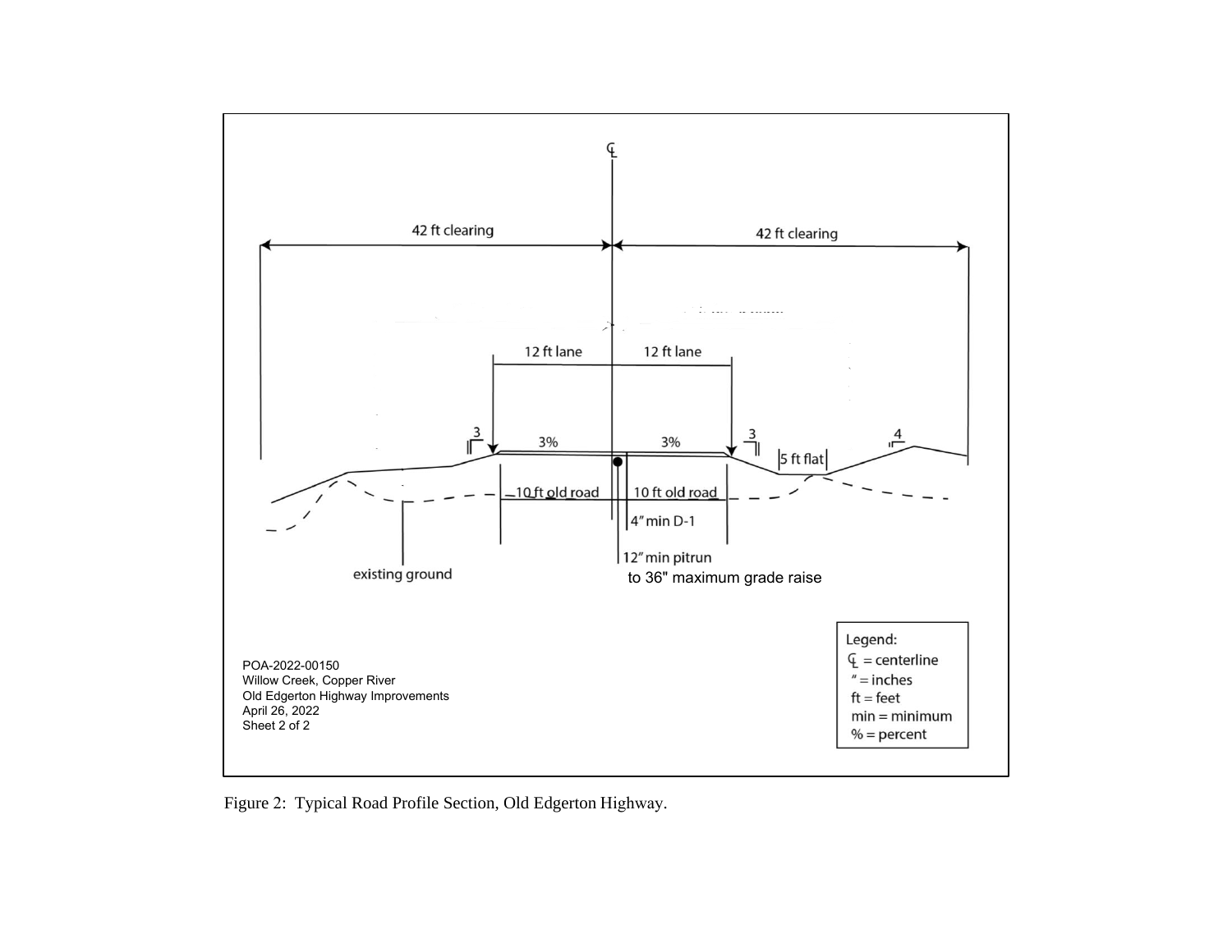℄

42 ft clearing

42 ft clearing

12 ft lane

12 ft lane

3

3%

3%

3

5 ft flat

4

10 ft old road

10 ft old road

4" min D-1

12" min pitrun

to 36" maximum grade raise

existing ground

Legend:

℄ = centerline

" = inches

ft = feet

min = minimum

% = percent

POA-2022-00150

Willow Creek, Copper River

Old Edgerton Highway Improvements

April 26, 2022

Sheet 2 of 2

Figure 2: Typical Road Profile Section, Old Edgerton Highway.